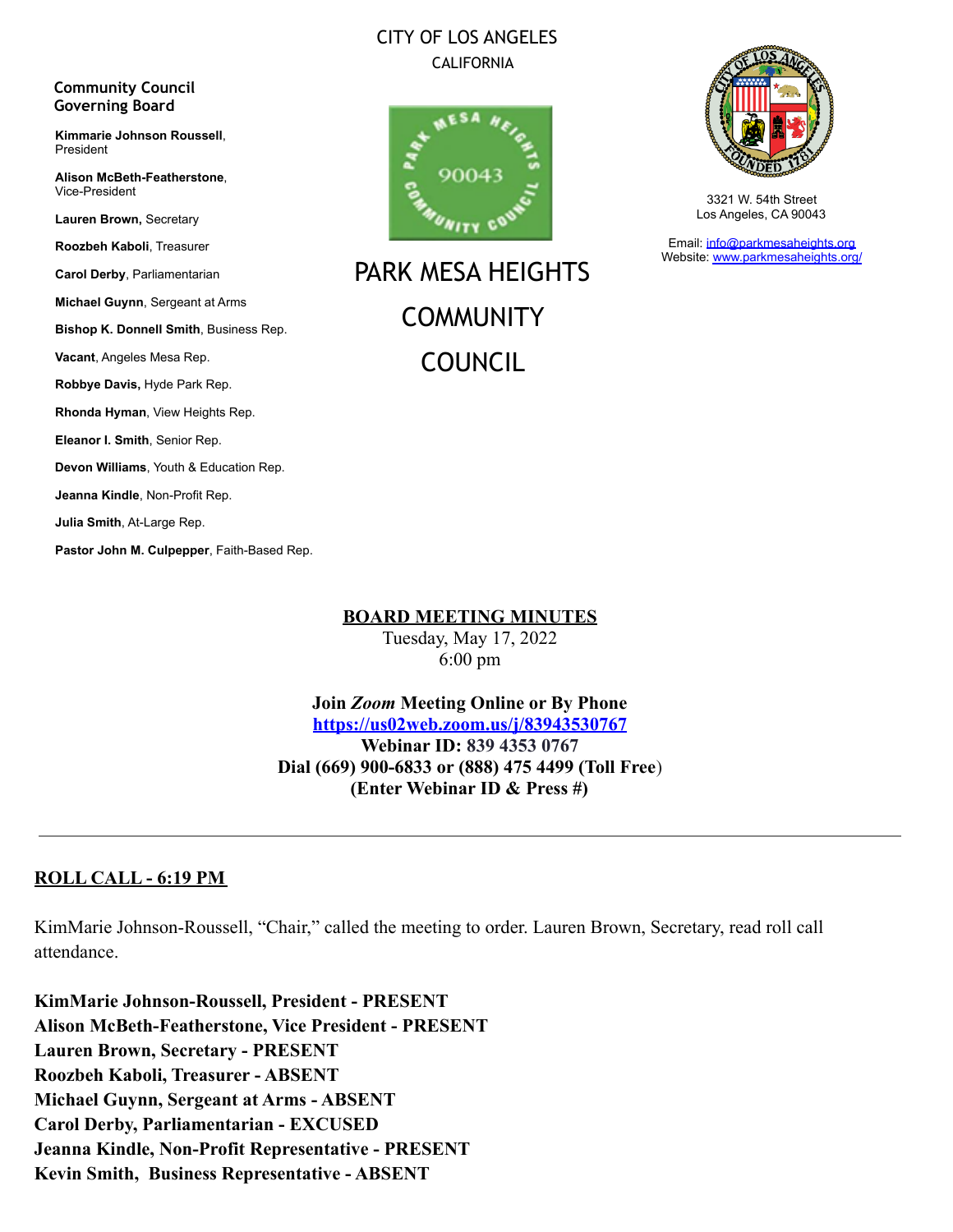CITY OF LOS ANGELES
CALIFORNIA

**Community Council Governing Board**

**Kimmarie Johnson Roussell**, President

**Alison McBeth-Featherstone**, Vice-President

**Lauren Brown,** Secretary

**Roozbeh Kaboli**, Treasurer

**Carol Derby**, Parliamentarian

**Michael Guynn**, Sergeant at Arms

**Bishop K. Donnell Smith**, Business Rep.

**Vacant**, Angeles Mesa Rep.

**Robbye Davis,** Hyde Park Rep.

**Rhonda Hyman**, View Heights Rep.

**Eleanor I. Smith**, Senior Rep.

**Devon Williams**, Youth & Education Rep.

**Jeanna Kindle**, Non-Profit Rep.

**Julia Smith**, At-Large Rep.

**Pastor John M. Culpepper**, Faith-Based Rep.

# PARK MESA HEIGHTS COMMUNITY COUNCIL

3321 W. 54th Street
Los Angeles, CA 90043

Email: info@parkmesaheights.org
Website: www.parkmesaheights.org/

## BOARD MEETING MINUTES

Tuesday, May 17, 2022
6:00 pm

**Join *Zoom* Meeting Online or By Phone**
**https://us02web.zoom.us/j/83943530767**
**Webinar ID: 839 4353 0767**
**Dial (669) 900-6833 or (888) 475 4499 (Toll Free)**
**(Enter Webinar ID & Press #)**

---

## ROLL CALL - 6:19 PM

KimMarie Johnson-Roussell, "Chair," called the meeting to order. Lauren Brown, Secretary, read roll call attendance.

**KimMarie Johnson-Roussell, President - PRESENT**
**Alison McBeth-Featherstone, Vice President - PRESENT**
**Lauren Brown, Secretary - PRESENT**
**Roozbeh Kaboli, Treasurer - ABSENT**
**Michael Guynn, Sergeant at Arms - ABSENT**
**Carol Derby, Parliamentarian - EXCUSED**
**Jeanna Kindle, Non-Profit Representative - PRESENT**
**Kevin Smith, Business Representative - ABSENT**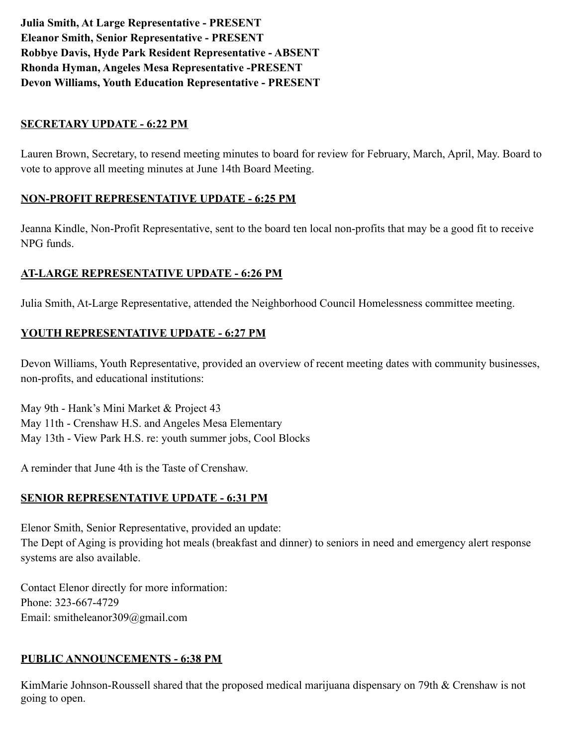**Julia Smith, At Large Representative - PRESENT**
**Eleanor Smith, Senior Representative - PRESENT**
**Robbye Davis, Hyde Park Resident Representative - ABSENT**
**Rhonda Hyman, Angeles Mesa Representative -PRESENT**
**Devon Williams, Youth Education Representative - PRESENT**

## SECRETARY UPDATE - 6:22 PM

Lauren Brown, Secretary, to resend meeting minutes to board for review for February, March, April, May. Board to vote to approve all meeting minutes at June 14th Board Meeting.

## NON-PROFIT REPRESENTATIVE UPDATE - 6:25 PM

Jeanna Kindle, Non-Profit Representative, sent to the board ten local non-profits that may be a good fit to receive NPG funds.

## AT-LARGE REPRESENTATIVE UPDATE - 6:26 PM

Julia Smith, At-Large Representative, attended the Neighborhood Council Homelessness committee meeting.

## YOUTH REPRESENTATIVE UPDATE - 6:27 PM

Devon Williams, Youth Representative, provided an overview of recent meeting dates with community businesses, non-profits, and educational institutions:

May 9th - Hank's Mini Market & Project 43
May 11th - Crenshaw H.S. and Angeles Mesa Elementary
May 13th - View Park H.S. re: youth summer jobs, Cool Blocks

A reminder that June 4th is the Taste of Crenshaw.

## SENIOR REPRESENTATIVE UPDATE - 6:31 PM

Elenor Smith, Senior Representative, provided an update:
The Dept of Aging is providing hot meals (breakfast and dinner) to seniors in need and emergency alert response systems are also available.

Contact Elenor directly for more information:
Phone: 323-667-4729
Email: smitheleanor309@gmail.com

## PUBLIC ANNOUNCEMENTS - 6:38 PM

KimMarie Johnson-Roussell shared that the proposed medical marijuana dispensary on 79th & Crenshaw is not going to open.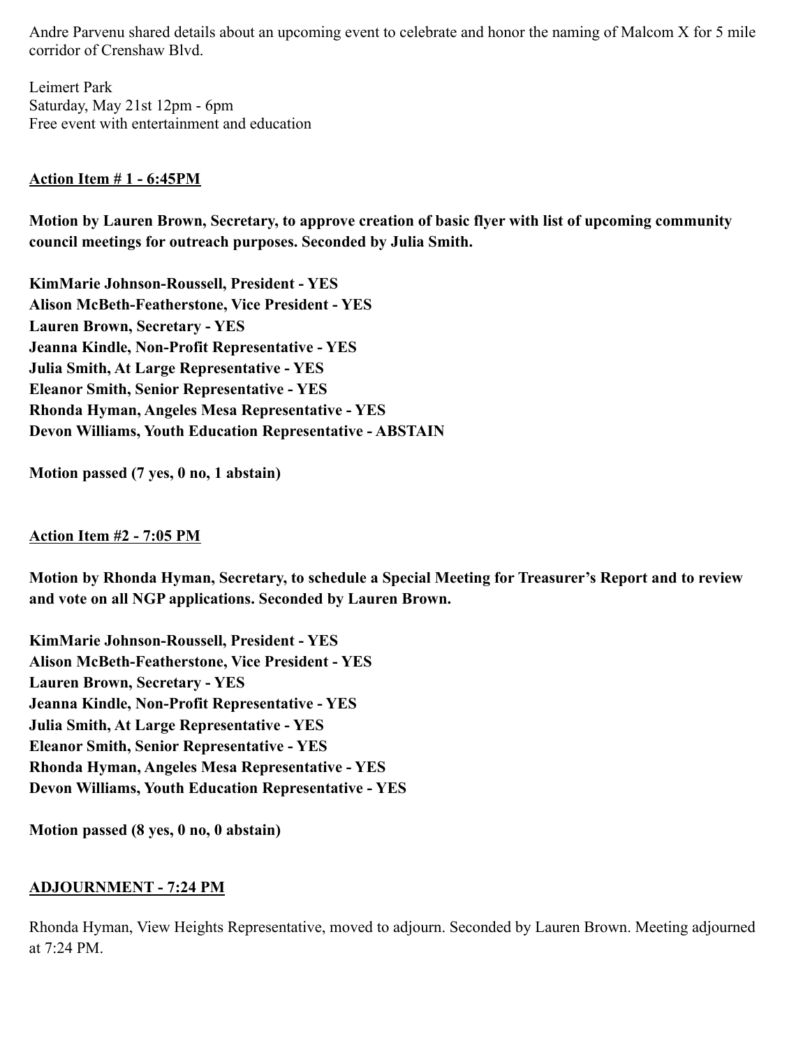Andre Parvenu shared details about an upcoming event to celebrate and honor the naming of Malcom X for 5 mile corridor of Crenshaw Blvd.

Leimert Park
Saturday, May 21st 12pm - 6pm
Free event with entertainment and education

**Action Item # 1 - 6:45PM**

**Motion by Lauren Brown, Secretary, to approve creation of basic flyer with list of upcoming community council meetings for outreach purposes. Seconded by Julia Smith.**

**KimMarie Johnson-Roussell, President - YES**
**Alison McBeth-Featherstone, Vice President - YES**
**Lauren Brown, Secretary - YES**
**Jeanna Kindle, Non-Profit Representative - YES**
**Julia Smith, At Large Representative - YES**
**Eleanor Smith, Senior Representative - YES**
**Rhonda Hyman, Angeles Mesa Representative - YES**
**Devon Williams, Youth Education Representative - ABSTAIN**

**Motion passed (7 yes, 0 no, 1 abstain)**

**Action Item #2 - 7:05 PM**

**Motion by Rhonda Hyman, Secretary, to schedule a Special Meeting for Treasurer's Report and to review and vote on all NGP applications. Seconded by Lauren Brown.**

**KimMarie Johnson-Roussell, President - YES**
**Alison McBeth-Featherstone, Vice President - YES**
**Lauren Brown, Secretary - YES**
**Jeanna Kindle, Non-Profit Representative - YES**
**Julia Smith, At Large Representative - YES**
**Eleanor Smith, Senior Representative - YES**
**Rhonda Hyman, Angeles Mesa Representative - YES**
**Devon Williams, Youth Education Representative - YES**

**Motion passed (8 yes, 0 no, 0 abstain)**

**ADJOURNMENT - 7:24 PM**

Rhonda Hyman, View Heights Representative, moved to adjourn. Seconded by Lauren Brown. Meeting adjourned at 7:24 PM.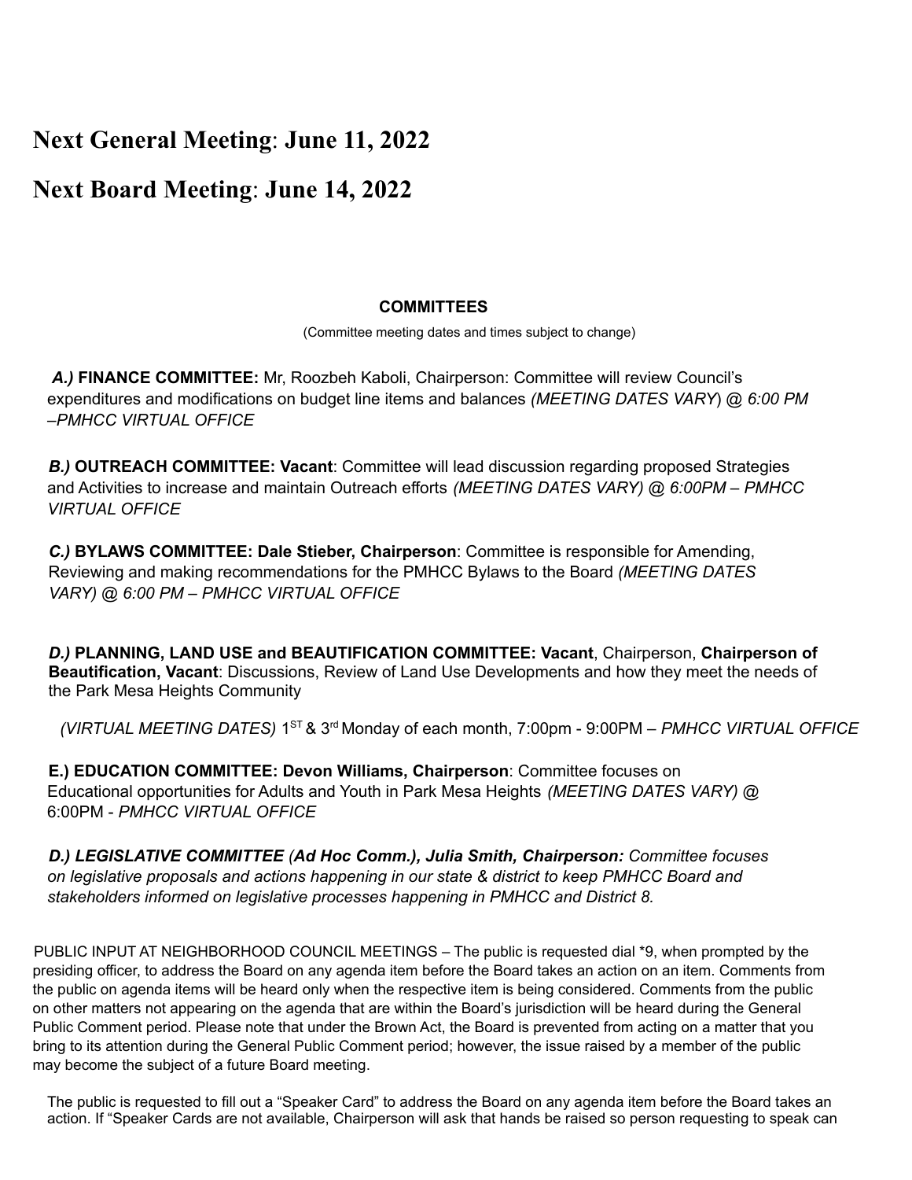# **Next General Meeting**: **June 11, 2022**

# **Next Board Meeting**: **June 14, 2022**

**COMMITTEES**

(Committee meeting dates and times subject to change)

***A.)*** **FINANCE COMMITTEE:** Mr, Roozbeh Kaboli, Chairperson: Committee will review Council's expenditures and modifications on budget line items and balances *(MEETING DATES VARY*) @ *6:00 PM –PMHCC VIRTUAL OFFICE*

***B.)*** **OUTREACH COMMITTEE: Vacant**: Committee will lead discussion regarding proposed Strategies and Activities to increase and maintain Outreach efforts *(MEETING DATES VARY) @ 6:00PM – PMHCC VIRTUAL OFFICE*

***C.)*** **BYLAWS COMMITTEE: Dale Stieber, Chairperson**: Committee is responsible for Amending, Reviewing and making recommendations for the PMHCC Bylaws to the Board *(MEETING DATES VARY) @ 6:00 PM – PMHCC VIRTUAL OFFICE*

***D.)*** **PLANNING, LAND USE and BEAUTIFICATION COMMITTEE: Vacant**, Chairperson, **Chairperson of Beautification, Vacant**: Discussions, Review of Land Use Developments and how they meet the needs of the Park Mesa Heights Community

*(VIRTUAL MEETING DATES)* 1ST & 3rd Monday of each month, 7:00pm - 9:00PM – *PMHCC VIRTUAL OFFICE*

**E.) EDUCATION COMMITTEE: Devon Williams, Chairperson**: Committee focuses on Educational opportunities for Adults and Youth in Park Mesa Heights *(MEETING DATES VARY)* @ 6:00PM - *PMHCC VIRTUAL OFFICE*

***D.) LEGISLATIVE COMMITTEE*** *(**Ad Hoc Comm.), Julia Smith, Chairperson:** Committee focuses on legislative proposals and actions happening in our state & district to keep PMHCC Board and stakeholders informed on legislative processes happening in PMHCC and District 8.*

PUBLIC INPUT AT NEIGHBORHOOD COUNCIL MEETINGS – The public is requested dial *9, when prompted by the presiding officer, to address the Board on any agenda item before the Board takes an action on an item. Comments from the public on agenda items will be heard only when the respective item is being considered. Comments from the public on other matters not appearing on the agenda that are within the Board's jurisdiction will be heard during the General Public Comment period. Please note that under the Brown Act, the Board is prevented from acting on a matter that you bring to its attention during the General Public Comment period; however, the issue raised by a member of the public may become the subject of a future Board meeting.

The public is requested to fill out a "Speaker Card" to address the Board on any agenda item before the Board takes an action. If "Speaker Cards are not available, Chairperson will ask that hands be raised so person requesting to speak can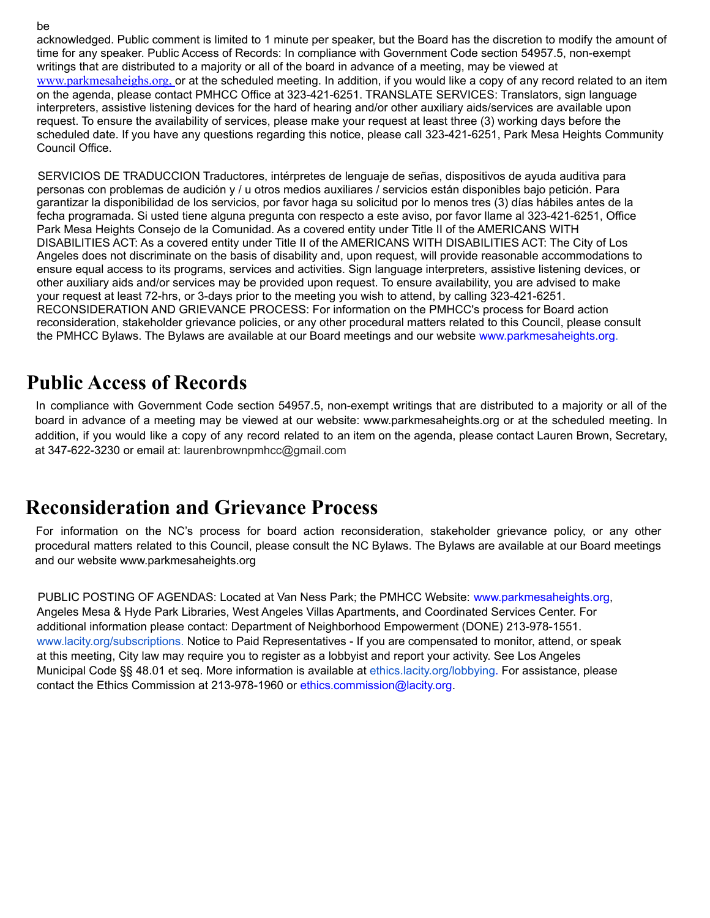be

acknowledged. Public comment is limited to 1 minute per speaker, but the Board has the discretion to modify the amount of time for any speaker. Public Access of Records: In compliance with Government Code section 54957.5, non-exempt writings that are distributed to a majority or all of the board in advance of a meeting, may be viewed at www.parkmesaheighs.org, or at the scheduled meeting. In addition, if you would like a copy of any record related to an item on the agenda, please contact PMHCC Office at 323-421-6251. TRANSLATE SERVICES: Translators, sign language interpreters, assistive listening devices for the hard of hearing and/or other auxiliary aids/services are available upon request. To ensure the availability of services, please make your request at least three (3) working days before the scheduled date. If you have any questions regarding this notice, please call 323-421-6251, Park Mesa Heights Community Council Office.

SERVICIOS DE TRADUCCION Traductores, intérpretes de lenguaje de señas, dispositivos de ayuda auditiva para personas con problemas de audición y / u otros medios auxiliares / servicios están disponibles bajo petición. Para garantizar la disponibilidad de los servicios, por favor haga su solicitud por lo menos tres (3) días hábiles antes de la fecha programada. Si usted tiene alguna pregunta con respecto a este aviso, por favor llame al 323-421-6251, Office Park Mesa Heights Consejo de la Comunidad. As a covered entity under Title II of the AMERICANS WITH DISABILITIES ACT: As a covered entity under Title II of the AMERICANS WITH DISABILITIES ACT: The City of Los Angeles does not discriminate on the basis of disability and, upon request, will provide reasonable accommodations to ensure equal access to its programs, services and activities. Sign language interpreters, assistive listening devices, or other auxiliary aids and/or services may be provided upon request. To ensure availability, you are advised to make your request at least 72-hrs, or 3-days prior to the meeting you wish to attend, by calling 323-421-6251. RECONSIDERATION AND GRIEVANCE PROCESS: For information on the PMHCC's process for Board action reconsideration, stakeholder grievance policies, or any other procedural matters related to this Council, please consult the PMHCC Bylaws. The Bylaws are available at our Board meetings and our website www.parkmesaheights.org.

# Public Access of Records

In compliance with Government Code section 54957.5, non-exempt writings that are distributed to a majority or all of the board in advance of a meeting may be viewed at our website: www.parkmesaheights.org or at the scheduled meeting. In addition, if you would like a copy of any record related to an item on the agenda, please contact Lauren Brown, Secretary, at 347-622-3230 or email at: laurenbrownpmhcc@gmail.com

# Reconsideration and Grievance Process

For information on the NC's process for board action reconsideration, stakeholder grievance policy, or any other procedural matters related to this Council, please consult the NC Bylaws. The Bylaws are available at our Board meetings and our website www.parkmesaheights.org

PUBLIC POSTING OF AGENDAS: Located at Van Ness Park; the PMHCC Website: www.parkmesaheights.org, Angeles Mesa & Hyde Park Libraries, West Angeles Villas Apartments, and Coordinated Services Center. For additional information please contact: Department of Neighborhood Empowerment (DONE) 213-978-1551. www.lacity.org/subscriptions. Notice to Paid Representatives - If you are compensated to monitor, attend, or speak at this meeting, City law may require you to register as a lobbyist and report your activity. See Los Angeles Municipal Code §§ 48.01 et seq. More information is available at ethics.lacity.org/lobbying. For assistance, please contact the Ethics Commission at 213-978-1960 or ethics.commission@lacity.org.